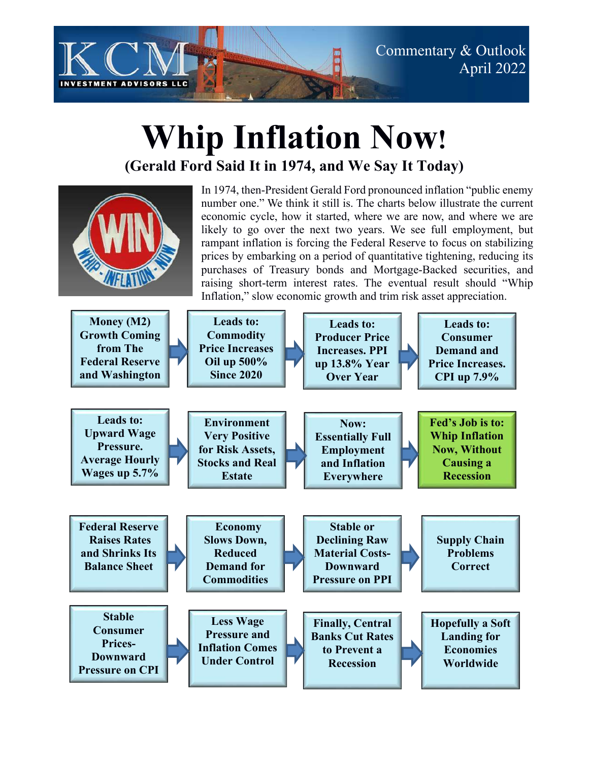KCM INVESTMENT ADVISORS LLC

Commentary & Outlook
April 2022

# Whip Inflation Now!

## (Gerald Ford Said It in 1974, and We Say It Today)

In 1974, then-President Gerald Ford pronounced inflation "public enemy number one." We think it still is. The charts below illustrate the current economic cycle, how it started, where we are now, and where we are likely to go over the next two years. We see full employment, but rampant inflation is forcing the Federal Reserve to focus on stabilizing prices by embarking on a period of quantitative tightening, reducing its purchases of Treasury bonds and Mortgage-Backed securities, and raising short-term interest rates. The eventual result should "Whip Inflation," slow economic growth and trim risk asset appreciation.

**Money (M2) Growth Coming from The Federal Reserve and Washington** → **Leads to: Commodity Price Increases Oil up 500% Since 2020** → **Leads to: Producer Price Increases. PPI up 13.8% Year Over Year** → **Leads to: Consumer Demand and Price Increases. CPI up 7.9%**

**Leads to: Upward Wage Pressure. Average Hourly Wages up 5.7%** → **Environment Very Positive for Risk Assets, Stocks and Real Estate** → **Now: Essentially Full Employment and Inflation Everywhere** → **Fed's Job is to: Whip Inflation Now, Without Causing a Recession**

**Federal Reserve Raises Rates and Shrinks Its Balance Sheet** → **Economy Slows Down, Reduced Demand for Commodities** → **Stable or Declining Raw Material Costs- Downward Pressure on PPI** → **Supply Chain Problems Correct**

**Stable Consumer Prices- Downward Pressure on CPI** → **Less Wage Pressure and Inflation Comes Under Control** → **Finally, Central Banks Cut Rates to Prevent a Recession** → **Hopefully a Soft Landing for Economies Worldwide**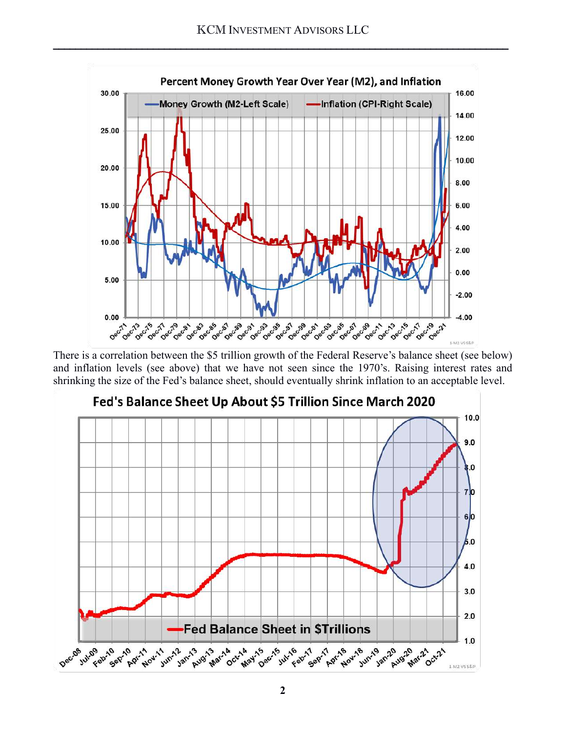There is a correlation between the $5 trillion growth of the Federal Reserve's balance sheet (see below) and inflation levels (see above) that we have not seen since the 1970's. Raising interest rates and shrinking the size of the Fed's balance sheet, should eventually shrink inflation to an acceptable level.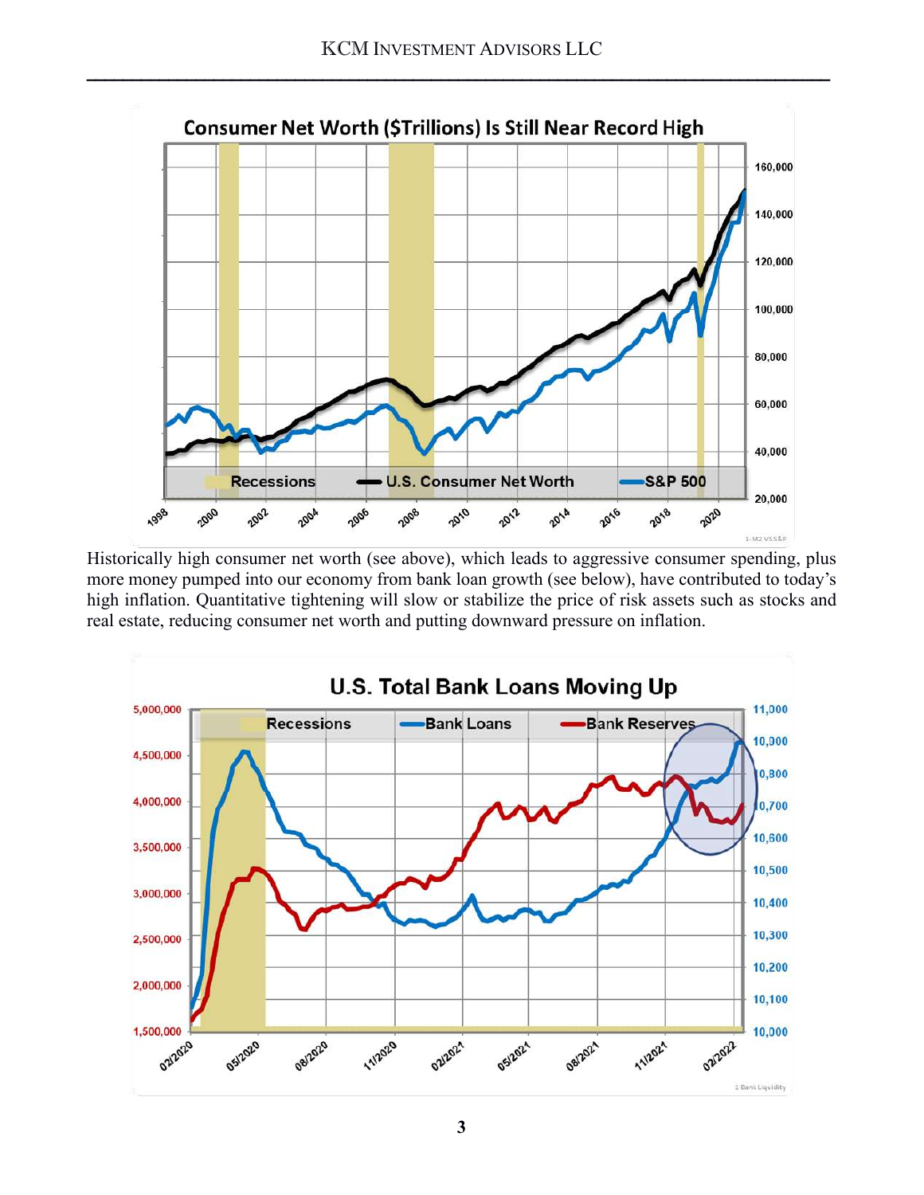Historically high consumer net worth (see above), which leads to aggressive consumer spending, plus more money pumped into our economy from bank loan growth (see below), have contributed to today's high inflation. Quantitative tightening will slow or stabilize the price of risk assets such as stocks and real estate, reducing consumer net worth and putting downward pressure on inflation.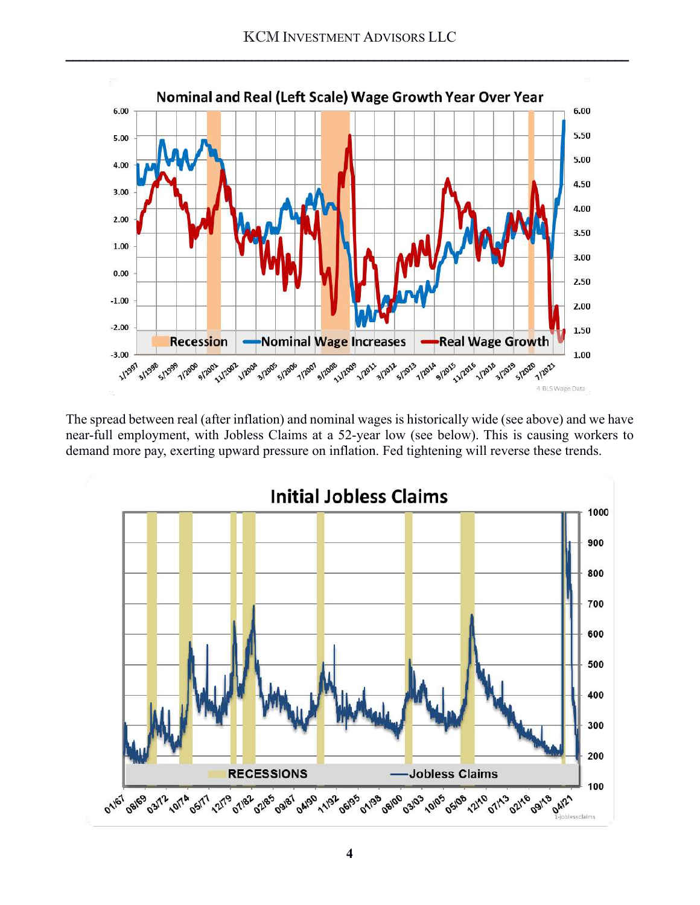The spread between real (after inflation) and nominal wages is historically wide (see above) and we have near-full employment, with Jobless Claims at a 52-year low (see below). This is causing workers to demand more pay, exerting upward pressure on inflation. Fed tightening will reverse these trends.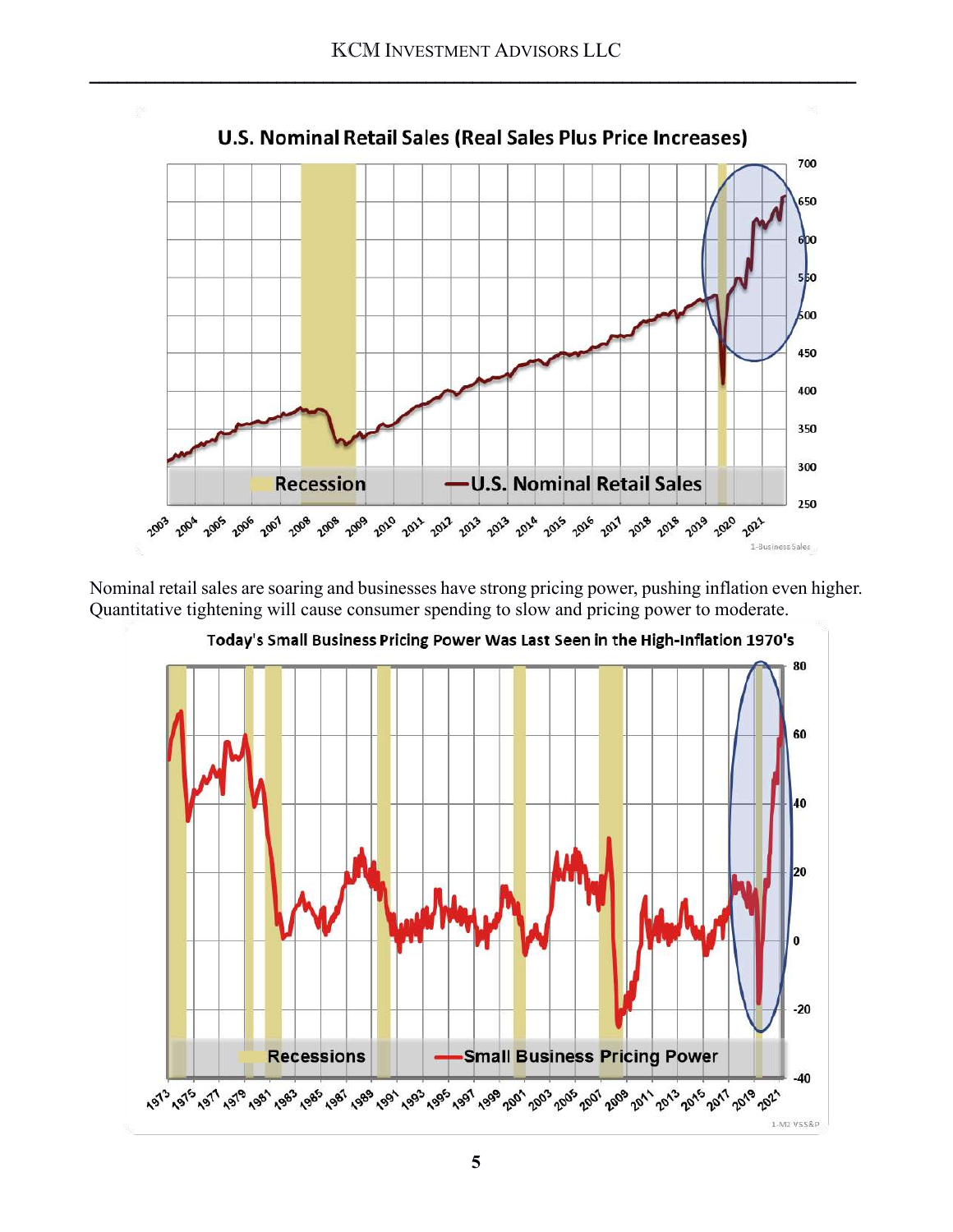U.S. Nominal Retail Sales (Real Sales Plus Price Increases)

Nominal retail sales are soaring and businesses have strong pricing power, pushing inflation even higher. Quantitative tightening will cause consumer spending to slow and pricing power to moderate.

Today's Small Business Pricing Power Was Last Seen in the High-Inflation 1970's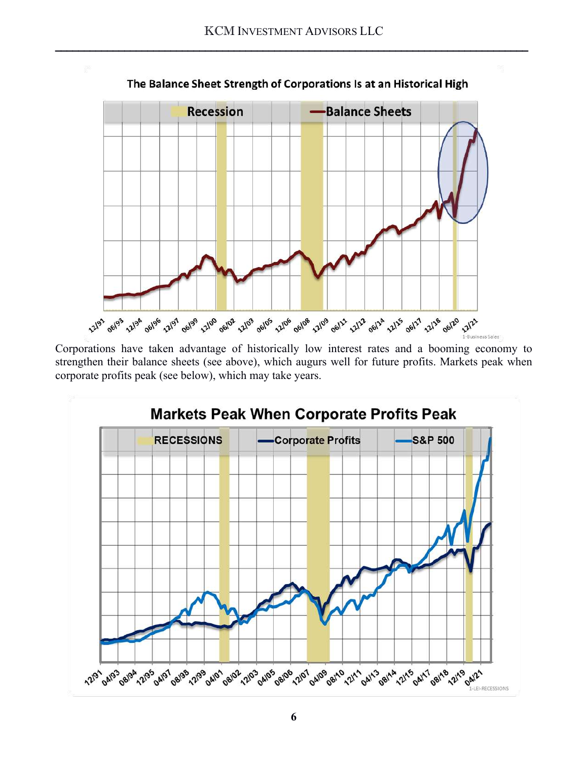The Balance Sheet Strength of Corporations Is at an Historical High

Corporations have taken advantage of historically low interest rates and a booming economy to strengthen their balance sheets (see above), which augurs well for future profits. Markets peak when corporate profits peak (see below), which may take years.

Markets Peak When Corporate Profits Peak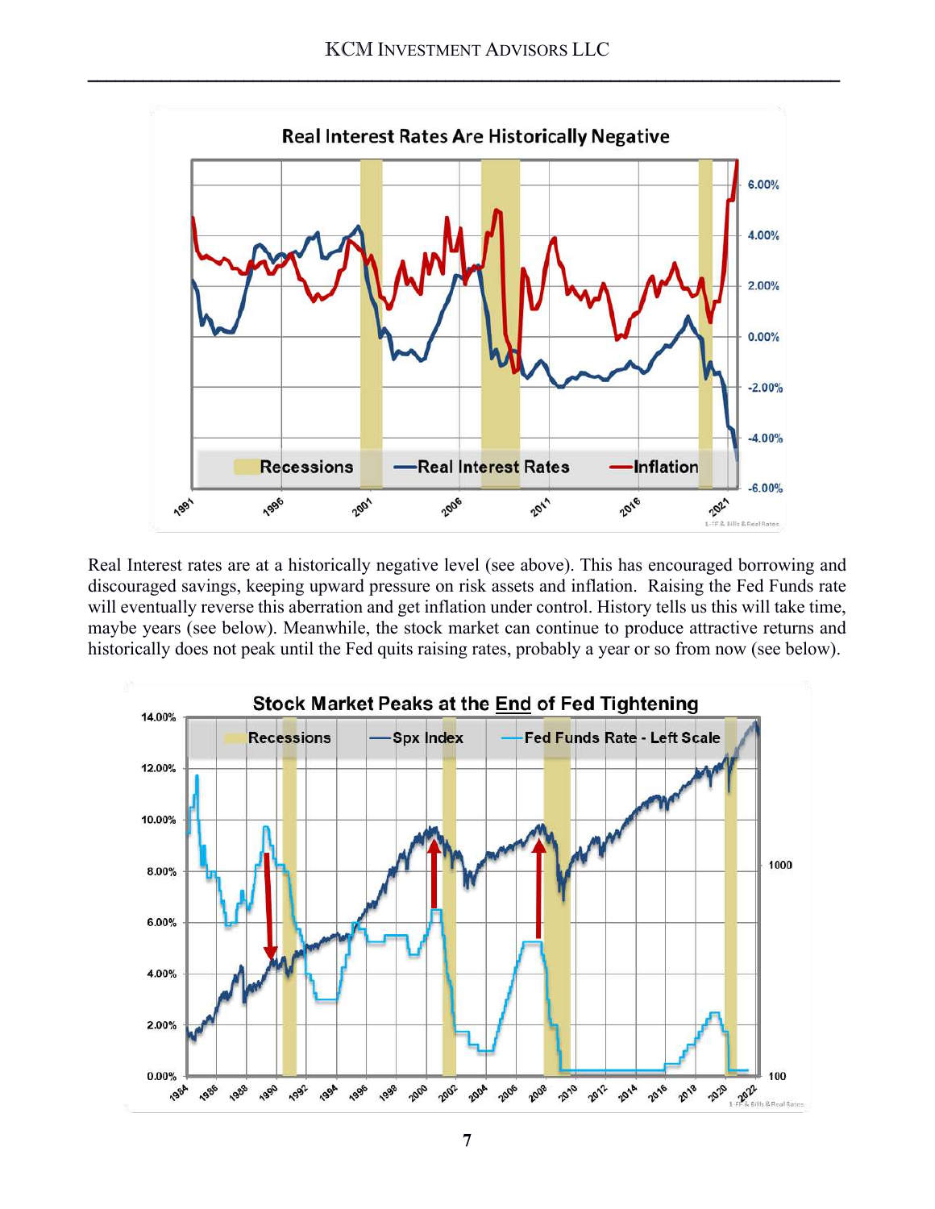Real Interest rates are at a historically negative level (see above). This has encouraged borrowing and discouraged savings, keeping upward pressure on risk assets and inflation. Raising the Fed Funds rate will eventually reverse this aberration and get inflation under control. History tells us this will take time, maybe years (see below). Meanwhile, the stock market can continue to produce attractive returns and historically does not peak until the Fed quits raising rates, probably a year or so from now (see below).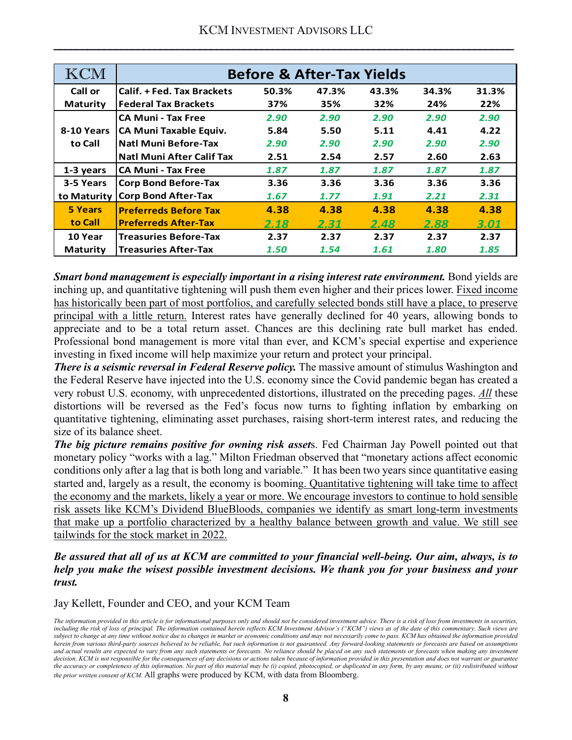| KCM | Before & After-Tax Yields | | | | | |
|---|---|---|---|---|---|---|
| Call or Maturity | Calif. + Fed. Tax Brackets | 50.3% | 47.3% | 43.3% | 34.3% | 31.3% |
| | Federal Tax Brackets | 37% | 35% | 32% | 24% | 22% |
| 8-10 Years to Call | CA Muni - Tax Free | 2.90 | 2.90 | 2.90 | 2.90 | 2.90 |
| | CA Muni Taxable Equiv. | 5.84 | 5.50 | 5.11 | 4.41 | 4.22 |
| | Natl Muni Before-Tax | 2.90 | 2.90 | 2.90 | 2.90 | 2.90 |
| | Natl Muni After Calif Tax | 2.51 | 2.54 | 2.57 | 2.60 | 2.63 |
| 1-3 years | CA Muni - Tax Free | 1.87 | 1.87 | 1.87 | 1.87 | 1.87 |
| 3-5 Years to Maturity | Corp Bond Before-Tax | 3.36 | 3.36 | 3.36 | 3.36 | 3.36 |
| | Corp Bond After-Tax | 1.67 | 1.77 | 1.91 | 2.21 | 2.31 |
| 5 Years to Call | Preferreds Before Tax | 4.38 | 4.38 | 4.38 | 4.38 | 4.38 |
| | Preferreds After-Tax | 2.18 | 2.31 | 2.48 | 2.88 | 3.01 |
| 10 Year Maturity | Treasuries Before-Tax | 2.37 | 2.37 | 2.37 | 2.37 | 2.37 |
| | Treasuries After-Tax | 1.50 | 1.54 | 1.61 | 1.80 | 1.85 |

***Smart bond management is especially important in a rising interest rate environment.*** Bond yields are inching up, and quantitative tightening will push them even higher and their prices lower. Fixed income has historically been part of most portfolios, and carefully selected bonds still have a place, to preserve principal with a little return. Interest rates have generally declined for 40 years, allowing bonds to appreciate and to be a total return asset. Chances are this declining rate bull market has ended. Professional bond management is more vital than ever, and KCM's special expertise and experience investing in fixed income will help maximize your return and protect your principal.

***There is a seismic reversal in Federal Reserve policy.*** The massive amount of stimulus Washington and the Federal Reserve have injected into the U.S. economy since the Covid pandemic began has created a very robust U.S. economy, with unprecedented distortions, illustrated on the preceding pages. *All* these distortions will be reversed as the Fed's focus now turns to fighting inflation by embarking on quantitative tightening, eliminating asset purchases, raising short-term interest rates, and reducing the size of its balance sheet.

***The big picture remains positive for owning risk asset***s. Fed Chairman Jay Powell pointed out that monetary policy "works with a lag." Milton Friedman observed that "monetary actions affect economic conditions only after a lag that is both long and variable." It has been two years since quantitative easing started and, largely as a result, the economy is booming. Quantitative tightening will take time to affect the economy and the markets, likely a year or more. We encourage investors to continue to hold sensible risk assets like KCM's Dividend BlueBloods, companies we identify as smart long-term investments that make up a portfolio characterized by a healthy balance between growth and value. We still see tailwinds for the stock market in 2022.

***Be assured that all of us at KCM are committed to your financial well-being. Our aim, always, is to help you make the wisest possible investment decisions. We thank you for your business and your trust.***

Jay Kellett, Founder and CEO, and your KCM Team

*The information provided in this article is for informational purposes only and should not be considered investment advice. There is a risk of loss from investments in securities, including the risk of loss of principal. The information contained herein reflects KCM Investment Advisor's ("KCM") views as of the date of this commentary. Such views are subject to change at any time without notice due to changes in market or economic conditions and may not necessarily come to pass. KCM has obtained the information provided herein from various third-party sources believed to be reliable, but such information is not guaranteed. Any forward-looking statements or forecasts are based on assumptions and actual results are expected to vary from any such statements or forecasts. No reliance should be placed on any such statements or forecasts when making any investment decision. KCM is not responsible for the consequences of any decisions or actions taken because of information provided in this presentation and does not warrant or guarantee the accuracy or completeness of this information. No part of this material may be (i) copied, photocopied, or duplicated in any form, by any means, or (ii) redistributed without the prior written consent of KCM.* All graphs were produced by KCM, with data from Bloomberg.